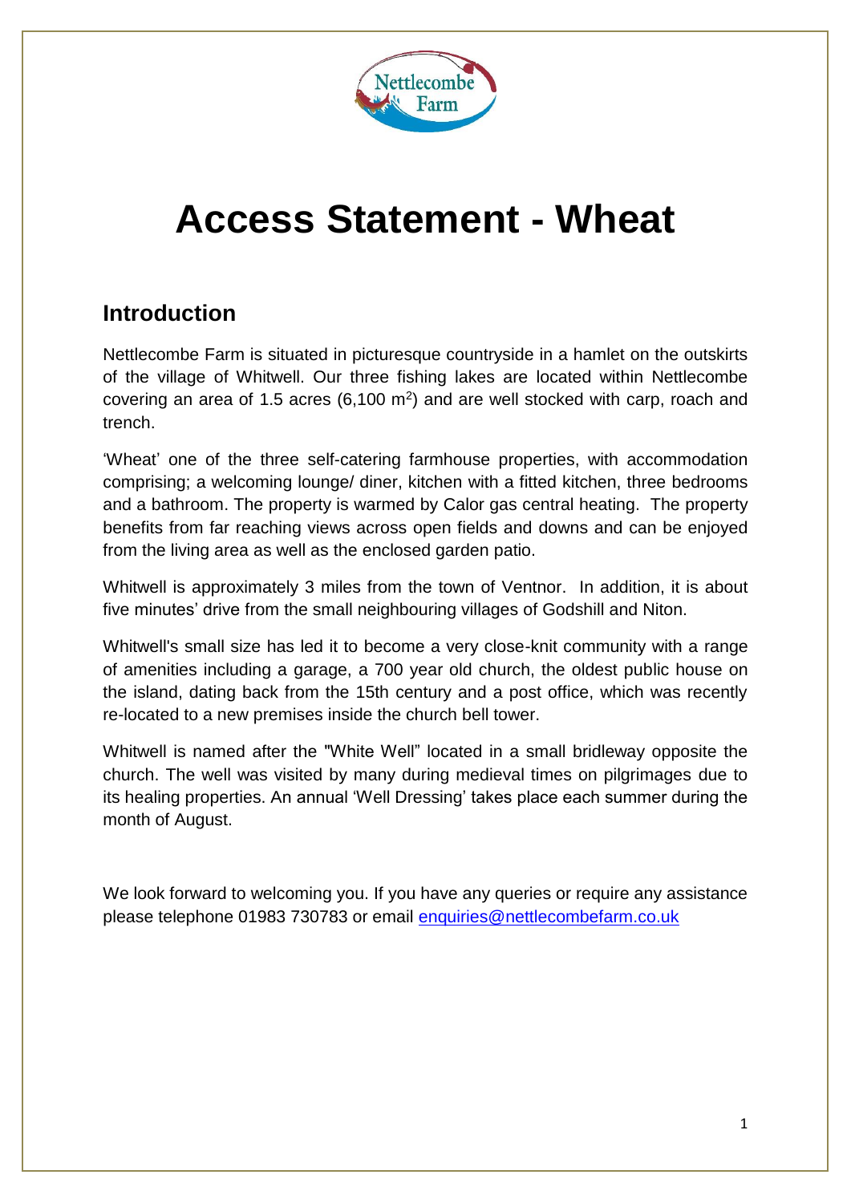# Access Statement - Wheat

## Introduction

Nettlecombe Farm is situated in picturesque countryside in a hamlet on the outskirts of the village of Whitwell. Our three fishing lakes are located within Nettlecombe covering an area of 1.5 acres (6,100 $m^2$) and are well stocked with carp, roach and trench.

'Wheat' one of the three self-catering farmhouse properties, with accommodation comprising; a welcoming lounge/ diner, kitchen with a fitted kitchen, three bedrooms and a bathroom. The property is warmed by Calor gas central heating. The property benefits from far reaching views across open fields and downs and can be enjoyed from the living area as well as the enclosed garden patio.

Whitwell is approximately 3 miles from the town of Ventnor. In addition, it is about five minutes' drive from the small neighbouring villages of Godshill and Niton.

Whitwell's small size has led it to become a very close-knit community with a range of amenities including a garage, a 700 year old church, the oldest public house on the island, dating back from the 15th century and a post office, which was recently re-located to a new premises inside the church bell tower.

Whitwell is named after the "White Well" located in a small bridleway opposite the church. The well was visited by many during medieval times on pilgrimages due to its healing properties. An annual 'Well Dressing' takes place each summer during the month of August.

We look forward to welcoming you. If you have any queries or require any assistance please telephone 01983 730783 or email enquiries@nettlecombefarm.co.uk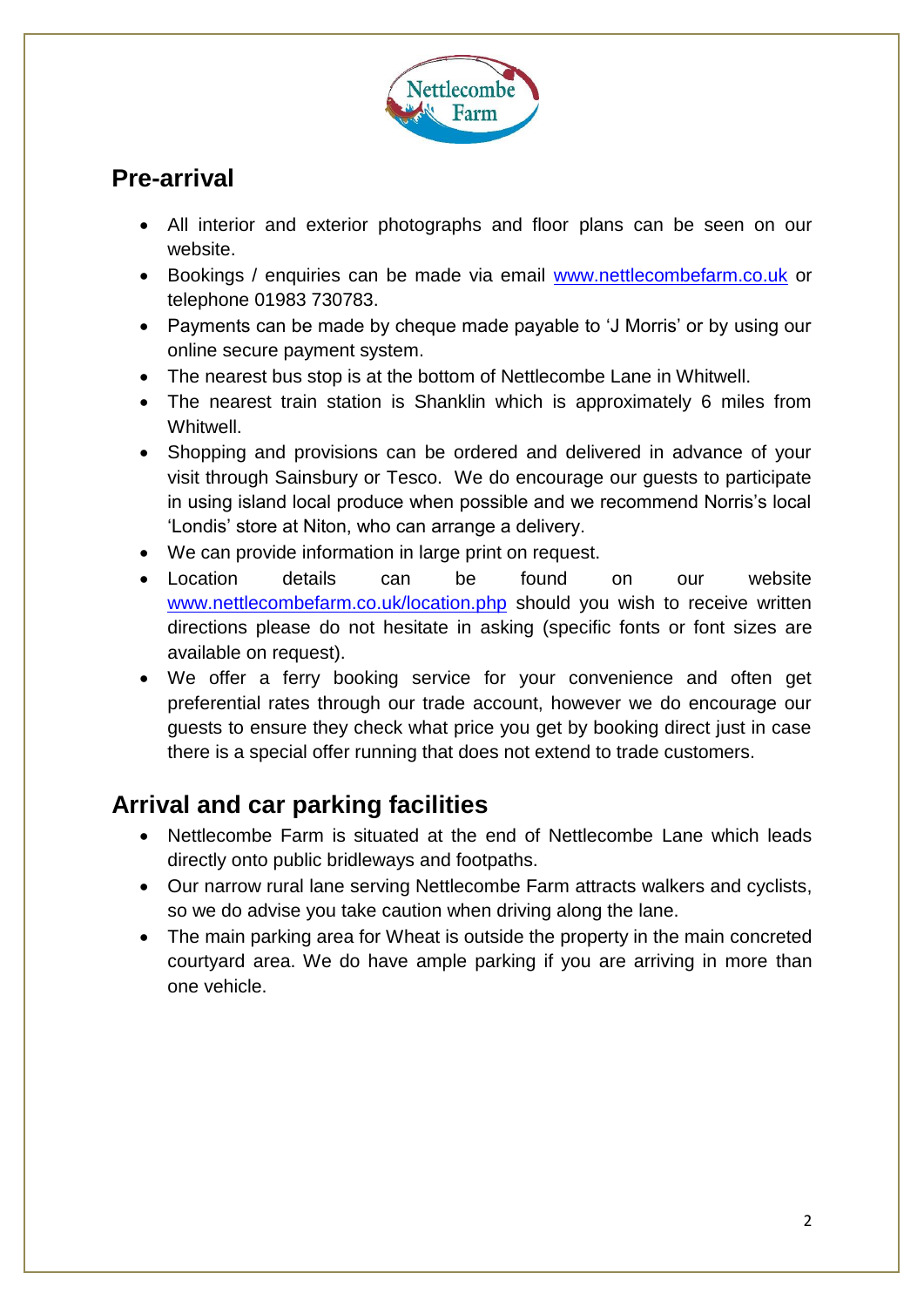## Pre-arrival

- All interior and exterior photographs and floor plans can be seen on our website.
- Bookings / enquiries can be made via email www.nettlecombefarm.co.uk or telephone 01983 730783.
- Payments can be made by cheque made payable to 'J Morris' or by using our online secure payment system.
- The nearest bus stop is at the bottom of Nettlecombe Lane in Whitwell.
- The nearest train station is Shanklin which is approximately 6 miles from Whitwell.
- Shopping and provisions can be ordered and delivered in advance of your visit through Sainsbury or Tesco. We do encourage our guests to participate in using island local produce when possible and we recommend Norris's local 'Londis' store at Niton, who can arrange a delivery.
- We can provide information in large print on request.
- Location details can be found on our website www.nettlecombefarm.co.uk/location.php should you wish to receive written directions please do not hesitate in asking (specific fonts or font sizes are available on request).
- We offer a ferry booking service for your convenience and often get preferential rates through our trade account, however we do encourage our guests to ensure they check what price you get by booking direct just in case there is a special offer running that does not extend to trade customers.

## Arrival and car parking facilities

- Nettlecombe Farm is situated at the end of Nettlecombe Lane which leads directly onto public bridleways and footpaths.
- Our narrow rural lane serving Nettlecombe Farm attracts walkers and cyclists, so we do advise you take caution when driving along the lane.
- The main parking area for Wheat is outside the property in the main concreted courtyard area. We do have ample parking if you are arriving in more than one vehicle.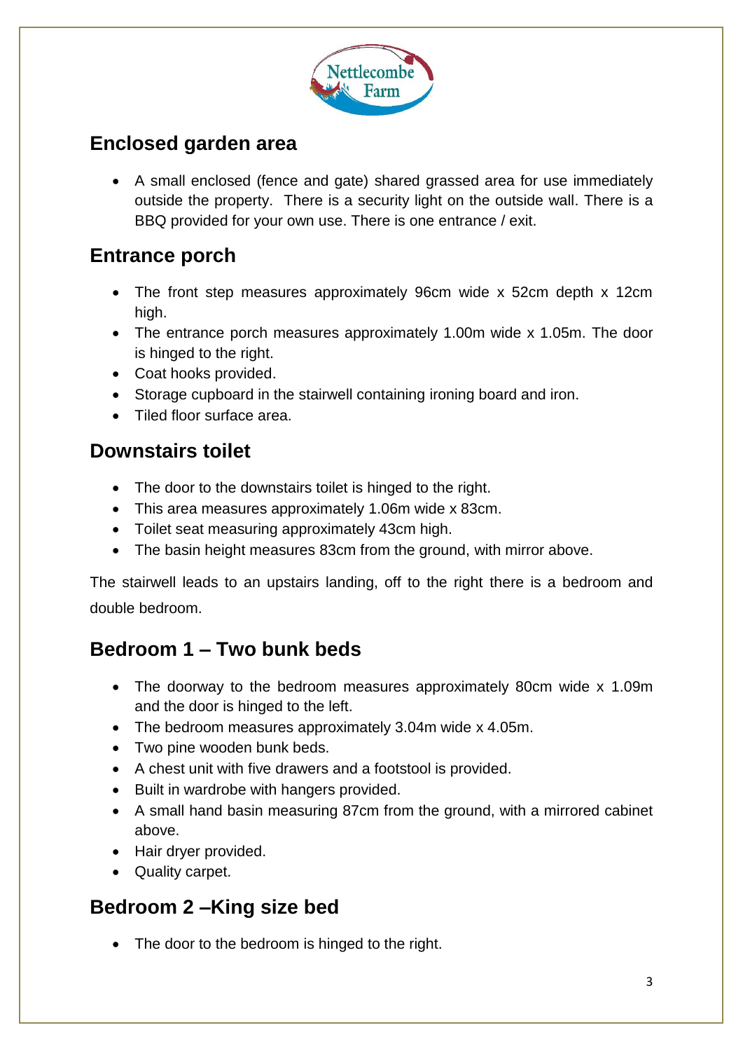## Enclosed garden area

- A small enclosed (fence and gate) shared grassed area for use immediately outside the property. There is a security light on the outside wall. There is a BBQ provided for your own use. There is one entrance / exit.

## Entrance porch

- The front step measures approximately 96cm wide x 52cm depth x 12cm high.
- The entrance porch measures approximately 1.00m wide x 1.05m. The door is hinged to the right.
- Coat hooks provided.
- Storage cupboard in the stairwell containing ironing board and iron.
- Tiled floor surface area.

## Downstairs toilet

- The door to the downstairs toilet is hinged to the right.
- This area measures approximately 1.06m wide x 83cm.
- Toilet seat measuring approximately 43cm high.
- The basin height measures 83cm from the ground, with mirror above.

The stairwell leads to an upstairs landing, off to the right there is a bedroom and double bedroom.

## Bedroom 1 – Two bunk beds

- The doorway to the bedroom measures approximately 80cm wide x 1.09m and the door is hinged to the left.
- The bedroom measures approximately 3.04m wide x 4.05m.
- Two pine wooden bunk beds.
- A chest unit with five drawers and a footstool is provided.
- Built in wardrobe with hangers provided.
- A small hand basin measuring 87cm from the ground, with a mirrored cabinet above.
- Hair dryer provided.
- Quality carpet.

## Bedroom 2 –King size bed

- The door to the bedroom is hinged to the right.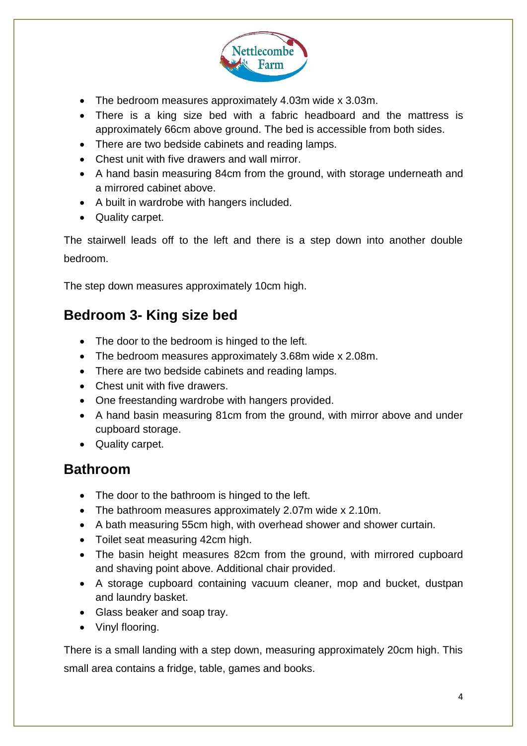- The bedroom measures approximately 4.03m wide x 3.03m.
- There is a king size bed with a fabric headboard and the mattress is approximately 66cm above ground. The bed is accessible from both sides.
- There are two bedside cabinets and reading lamps.
- Chest unit with five drawers and wall mirror.
- A hand basin measuring 84cm from the ground, with storage underneath and a mirrored cabinet above.
- A built in wardrobe with hangers included.
- Quality carpet.

The stairwell leads off to the left and there is a step down into another double bedroom.

The step down measures approximately 10cm high.

## Bedroom 3- King size bed

- The door to the bedroom is hinged to the left.
- The bedroom measures approximately 3.68m wide x 2.08m.
- There are two bedside cabinets and reading lamps.
- Chest unit with five drawers.
- One freestanding wardrobe with hangers provided.
- A hand basin measuring 81cm from the ground, with mirror above and under cupboard storage.
- Quality carpet.

## Bathroom

- The door to the bathroom is hinged to the left.
- The bathroom measures approximately 2.07m wide x 2.10m.
- A bath measuring 55cm high, with overhead shower and shower curtain.
- Toilet seat measuring 42cm high.
- The basin height measures 82cm from the ground, with mirrored cupboard and shaving point above. Additional chair provided.
- A storage cupboard containing vacuum cleaner, mop and bucket, dustpan and laundry basket.
- Glass beaker and soap tray.
- Vinyl flooring.

There is a small landing with a step down, measuring approximately 20cm high. This small area contains a fridge, table, games and books.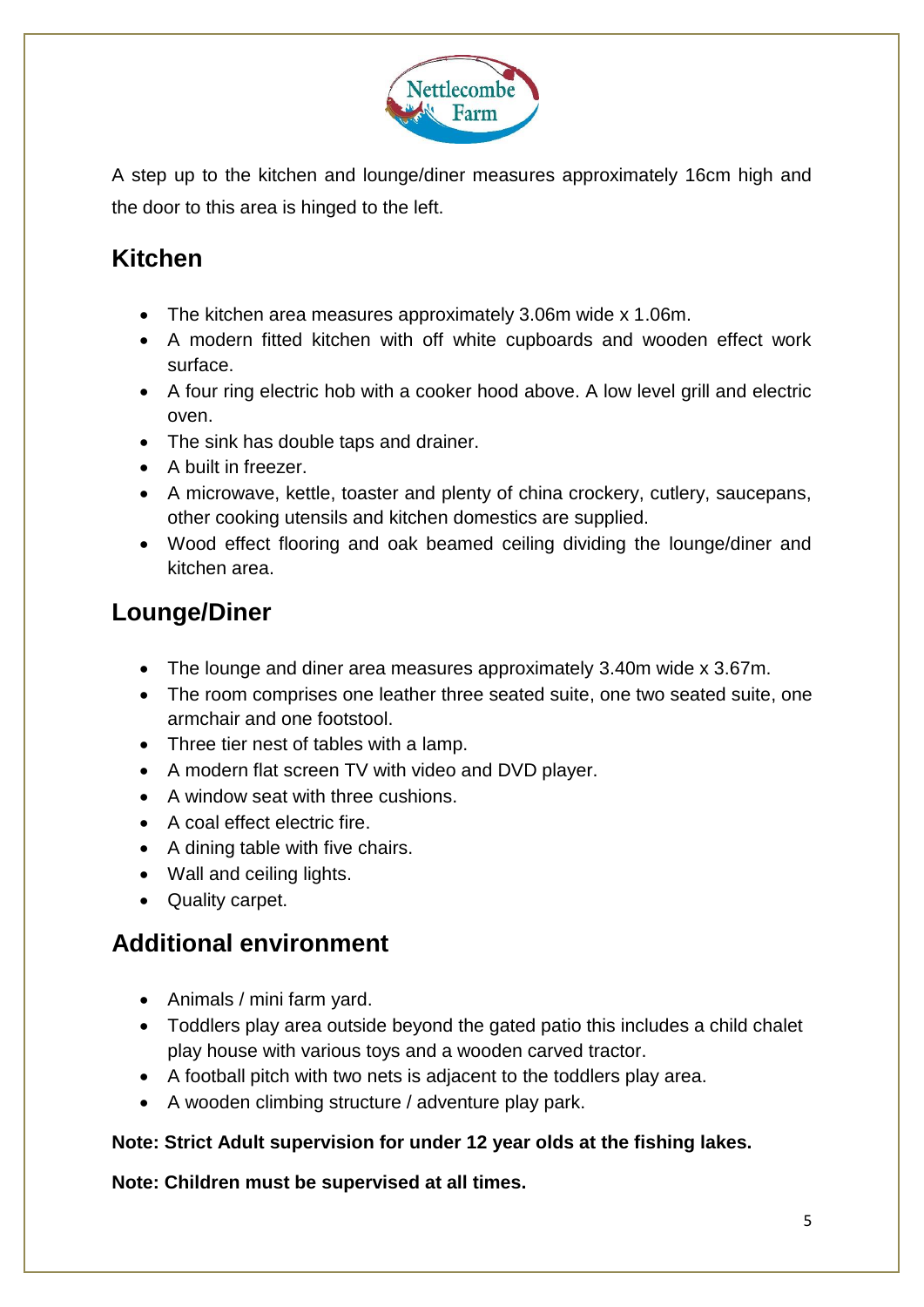A step up to the kitchen and lounge/diner measures approximately 16cm high and the door to this area is hinged to the left.

## Kitchen

- The kitchen area measures approximately 3.06m wide x 1.06m.
- A modern fitted kitchen with off white cupboards and wooden effect work surface.
- A four ring electric hob with a cooker hood above. A low level grill and electric oven.
- The sink has double taps and drainer.
- A built in freezer.
- A microwave, kettle, toaster and plenty of china crockery, cutlery, saucepans, other cooking utensils and kitchen domestics are supplied.
- Wood effect flooring and oak beamed ceiling dividing the lounge/diner and kitchen area.

## Lounge/Diner

- The lounge and diner area measures approximately 3.40m wide x 3.67m.
- The room comprises one leather three seated suite, one two seated suite, one armchair and one footstool.
- Three tier nest of tables with a lamp.
- A modern flat screen TV with video and DVD player.
- A window seat with three cushions.
- A coal effect electric fire.
- A dining table with five chairs.
- Wall and ceiling lights.
- Quality carpet.

## Additional environment

- Animals / mini farm yard.
- Toddlers play area outside beyond the gated patio this includes a child chalet play house with various toys and a wooden carved tractor.
- A football pitch with two nets is adjacent to the toddlers play area.
- A wooden climbing structure / adventure play park.

**Note: Strict Adult supervision for under 12 year olds at the fishing lakes.**

**Note: Children must be supervised at all times.**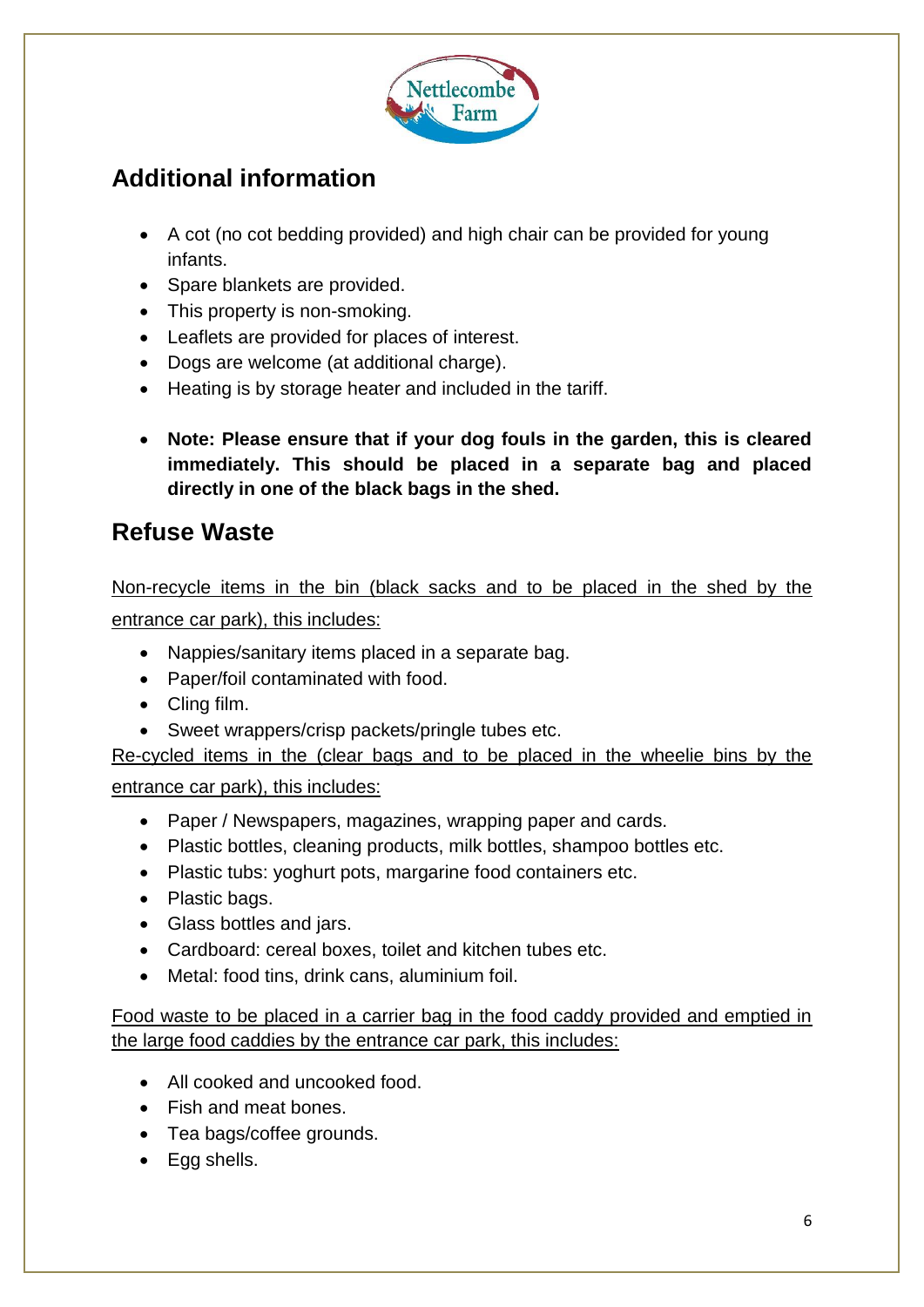## Additional information

- A cot (no cot bedding provided) and high chair can be provided for young infants.
- Spare blankets are provided.
- This property is non-smoking.
- Leaflets are provided for places of interest.
- Dogs are welcome (at additional charge).
- Heating is by storage heater and included in the tariff.

- **Note: Please ensure that if your dog fouls in the garden, this is cleared immediately. This should be placed in a separate bag and placed directly in one of the black bags in the shed.**

## Refuse Waste

<u>Non-recycle items in the bin (black sacks and to be placed in the shed by the entrance car park), this includes:</u>

- Nappies/sanitary items placed in a separate bag.
- Paper/foil contaminated with food.
- Cling film.
- Sweet wrappers/crisp packets/pringle tubes etc.

<u>Re-cycled items in the (clear bags and to be placed in the wheelie bins by the entrance car park), this includes:</u>

- Paper / Newspapers, magazines, wrapping paper and cards.
- Plastic bottles, cleaning products, milk bottles, shampoo bottles etc.
- Plastic tubs: yoghurt pots, margarine food containers etc.
- Plastic bags.
- Glass bottles and jars.
- Cardboard: cereal boxes, toilet and kitchen tubes etc.
- Metal: food tins, drink cans, aluminium foil.

<u>Food waste to be placed in a carrier bag in the food caddy provided and emptied in the large food caddies by the entrance car park, this includes:</u>

- All cooked and uncooked food.
- Fish and meat bones.
- Tea bags/coffee grounds.
- Egg shells.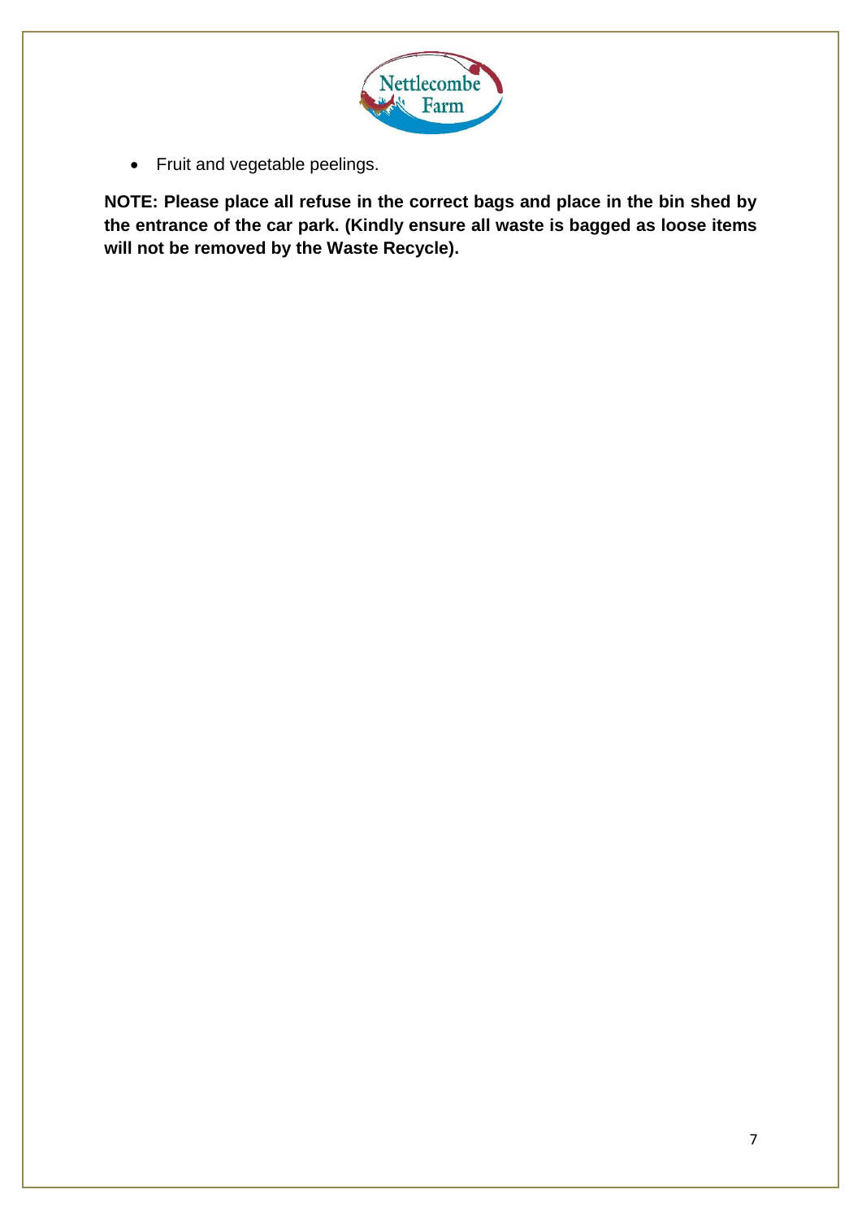- Fruit and vegetable peelings.

**NOTE: Please place all refuse in the correct bags and place in the bin shed by the entrance of the car park. (Kindly ensure all waste is bagged as loose items will not be removed by the Waste Recycle).**